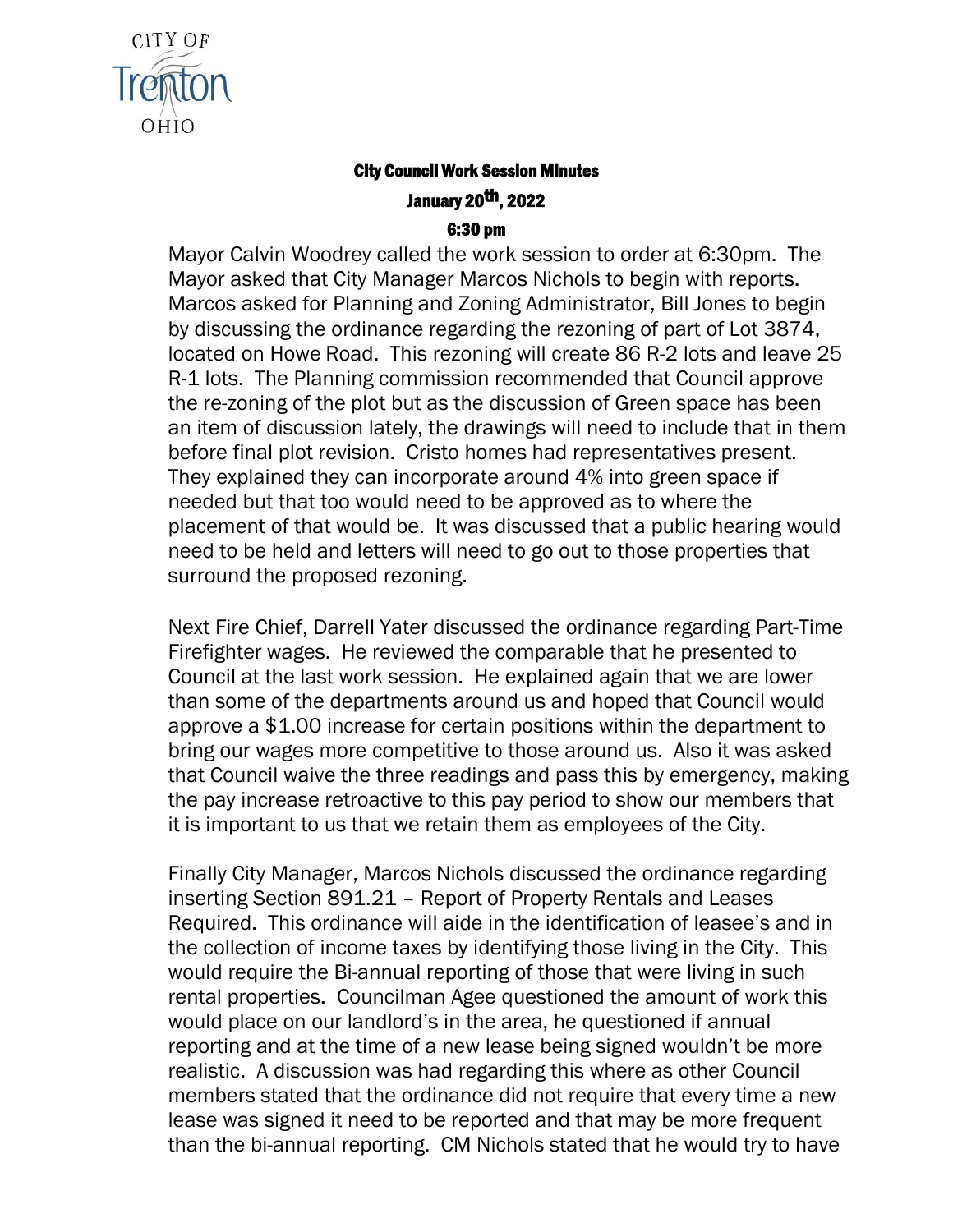CITY OF
Trenton
OHIO

## City Council Work Session Minutes

## January 20th, 2022

## 6:30 pm

Mayor Calvin Woodrey called the work session to order at 6:30pm. The Mayor asked that City Manager Marcos Nichols to begin with reports. Marcos asked for Planning and Zoning Administrator, Bill Jones to begin by discussing the ordinance regarding the rezoning of part of Lot 3874, located on Howe Road. This rezoning will create 86 R-2 lots and leave 25 R-1 lots. The Planning commission recommended that Council approve the re-zoning of the plot but as the discussion of Green space has been an item of discussion lately, the drawings will need to include that in them before final plot revision. Cristo homes had representatives present. They explained they can incorporate around 4% into green space if needed but that too would need to be approved as to where the placement of that would be. It was discussed that a public hearing would need to be held and letters will need to go out to those properties that surround the proposed rezoning.

Next Fire Chief, Darrell Yater discussed the ordinance regarding Part-Time Firefighter wages. He reviewed the comparable that he presented to Council at the last work session. He explained again that we are lower than some of the departments around us and hoped that Council would approve a $1.00 increase for certain positions within the department to bring our wages more competitive to those around us. Also it was asked that Council waive the three readings and pass this by emergency, making the pay increase retroactive to this pay period to show our members that it is important to us that we retain them as employees of the City.

Finally City Manager, Marcos Nichols discussed the ordinance regarding inserting Section 891.21 – Report of Property Rentals and Leases Required. This ordinance will aide in the identification of leasee's and in the collection of income taxes by identifying those living in the City. This would require the Bi-annual reporting of those that were living in such rental properties. Councilman Agee questioned the amount of work this would place on our landlord's in the area, he questioned if annual reporting and at the time of a new lease being signed wouldn't be more realistic. A discussion was had regarding this where as other Council members stated that the ordinance did not require that every time a new lease was signed it need to be reported and that may be more frequent than the bi-annual reporting. CM Nichols stated that he would try to have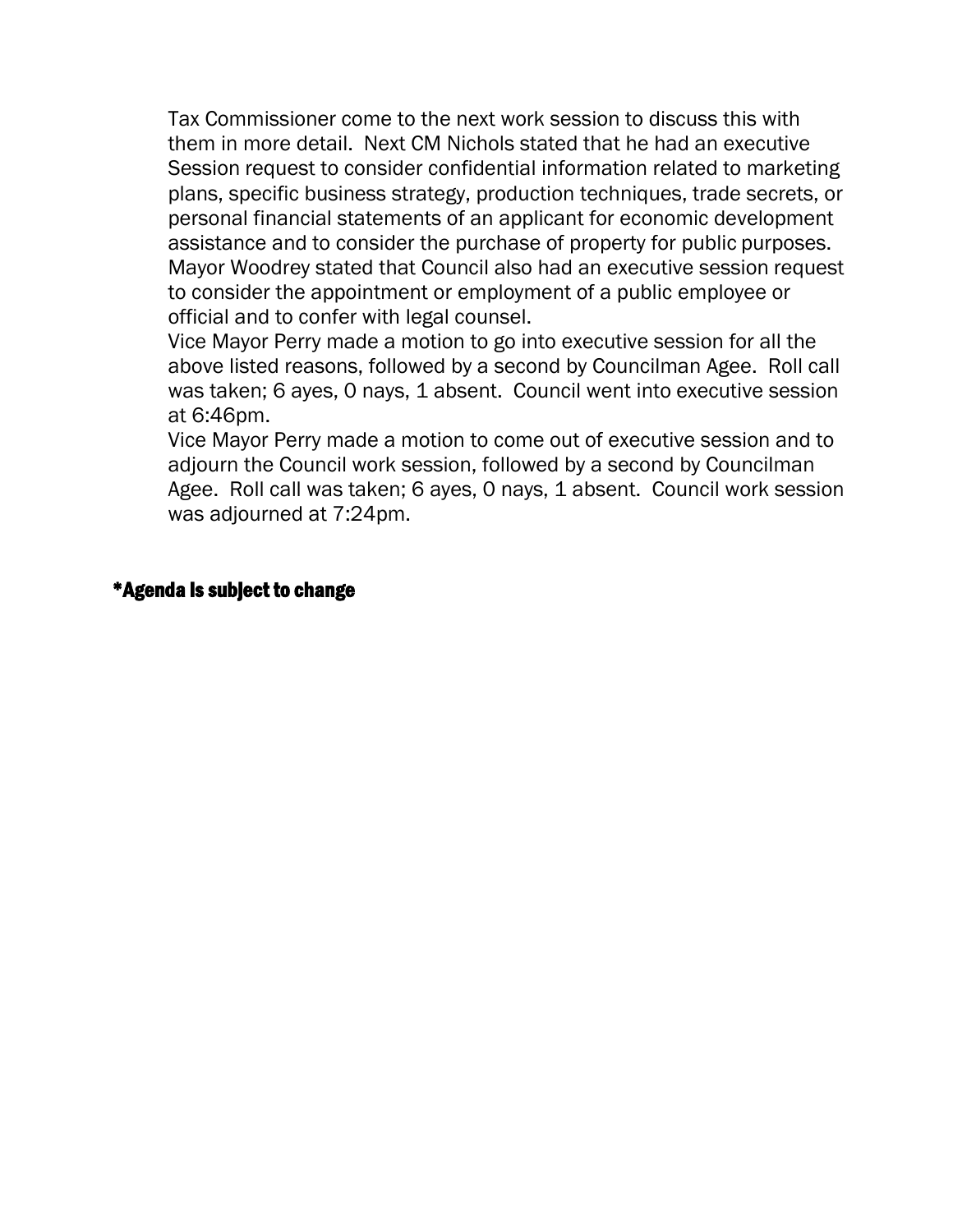Tax Commissioner come to the next work session to discuss this with them in more detail. Next CM Nichols stated that he had an executive Session request to consider confidential information related to marketing plans, specific business strategy, production techniques, trade secrets, or personal financial statements of an applicant for economic development assistance and to consider the purchase of property for public purposes. Mayor Woodrey stated that Council also had an executive session request to consider the appointment or employment of a public employee or official and to confer with legal counsel.

Vice Mayor Perry made a motion to go into executive session for all the above listed reasons, followed by a second by Councilman Agee. Roll call was taken; 6 ayes, 0 nays, 1 absent. Council went into executive session at 6:46pm.

Vice Mayor Perry made a motion to come out of executive session and to adjourn the Council work session, followed by a second by Councilman Agee. Roll call was taken; 6 ayes, 0 nays, 1 absent. Council work session was adjourned at 7:24pm.

**\*Agenda is subject to change**